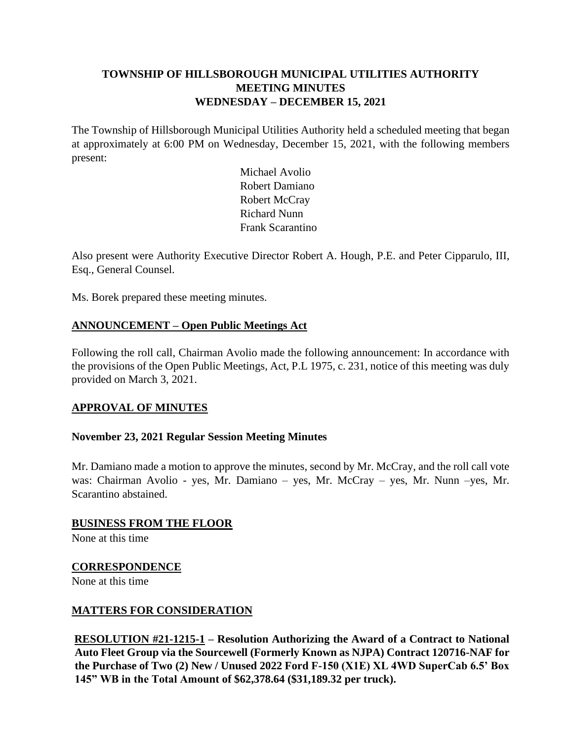# TOWNSHIP OF HILLSBOROUGH MUNICIPAL UTILITIES AUTHORITY MEETING MINUTES WEDNESDAY – DECEMBER 15, 2021

The Township of Hillsborough Municipal Utilities Authority held a scheduled meeting that began at approximately at 6:00 PM on Wednesday, December 15, 2021, with the following members present:

Michael Avolio
Robert Damiano
Robert McCray
Richard Nunn
Frank Scarantino

Also present were Authority Executive Director Robert A. Hough, P.E. and Peter Cipparulo, III, Esq., General Counsel.

Ms. Borek prepared these meeting minutes.

## ANNOUNCEMENT – Open Public Meetings Act

Following the roll call, Chairman Avolio made the following announcement: In accordance with the provisions of the Open Public Meetings, Act, P.L 1975, c. 231, notice of this meeting was duly provided on March 3, 2021.

## APPROVAL OF MINUTES

### November 23, 2021 Regular Session Meeting Minutes

Mr. Damiano made a motion to approve the minutes, second by Mr. McCray, and the roll call vote was: Chairman Avolio - yes, Mr. Damiano – yes, Mr. McCray – yes, Mr. Nunn –yes, Mr. Scarantino abstained.

## BUSINESS FROM THE FLOOR

None at this time

## CORRESPONDENCE

None at this time

## MATTERS FOR CONSIDERATION

**RESOLUTION #21-1215-1 – Resolution Authorizing the Award of a Contract to National Auto Fleet Group via the Sourcewell (Formerly Known as NJPA) Contract 120716-NAF for the Purchase of Two (2) New / Unused 2022 Ford F-150 (X1E) XL 4WD SuperCab 6.5' Box 145" WB in the Total Amount of $62,378.64 ($31,189.32 per truck).**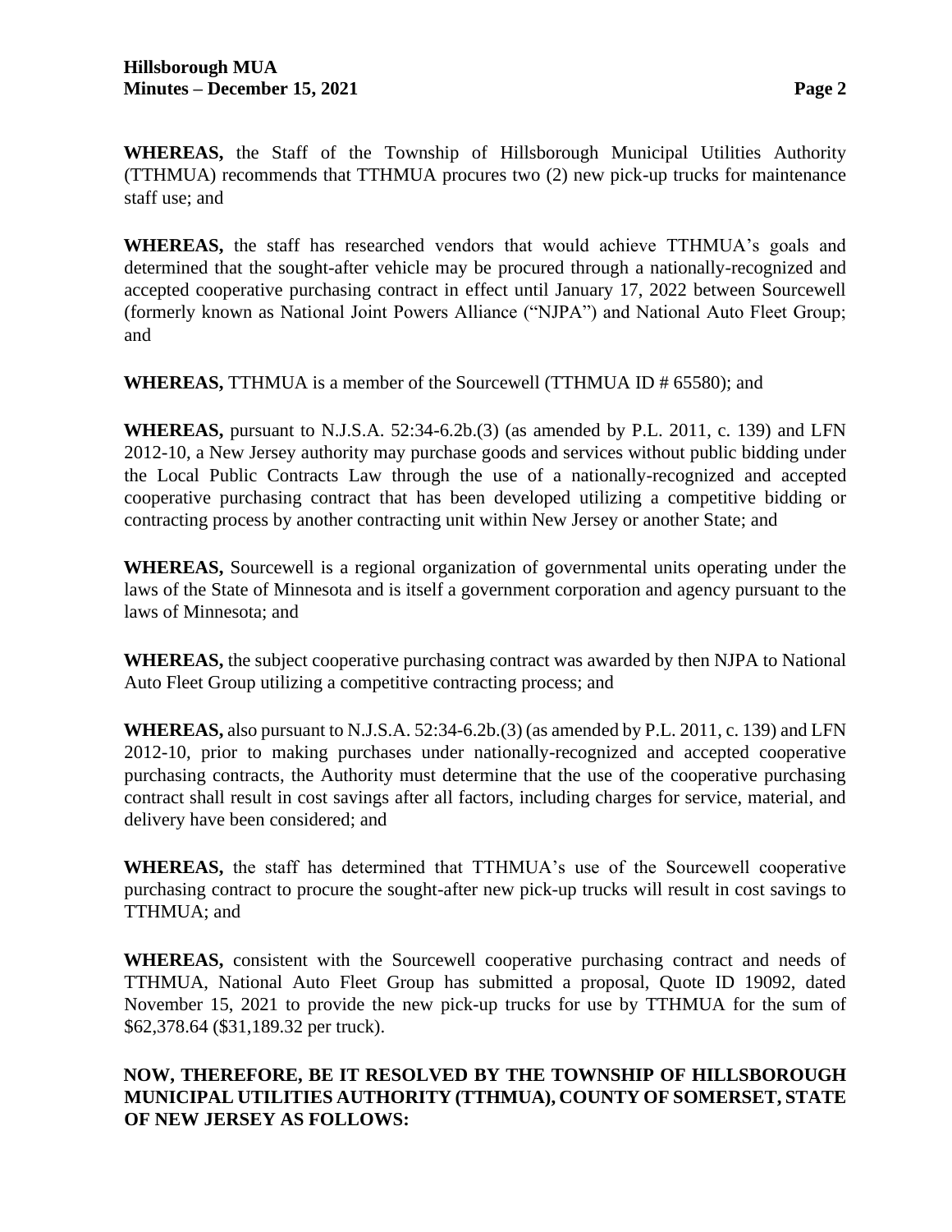**WHEREAS,** the Staff of the Township of Hillsborough Municipal Utilities Authority (TTHMUA) recommends that TTHMUA procures two (2) new pick-up trucks for maintenance staff use; and

**WHEREAS,** the staff has researched vendors that would achieve TTHMUA's goals and determined that the sought-after vehicle may be procured through a nationally-recognized and accepted cooperative purchasing contract in effect until January 17, 2022 between Sourcewell (formerly known as National Joint Powers Alliance ("NJPA") and National Auto Fleet Group; and

**WHEREAS,** TTHMUA is a member of the Sourcewell (TTHMUA ID # 65580); and

**WHEREAS,** pursuant to N.J.S.A. 52:34-6.2b.(3) (as amended by P.L. 2011, c. 139) and LFN 2012-10, a New Jersey authority may purchase goods and services without public bidding under the Local Public Contracts Law through the use of a nationally-recognized and accepted cooperative purchasing contract that has been developed utilizing a competitive bidding or contracting process by another contracting unit within New Jersey or another State; and

**WHEREAS,** Sourcewell is a regional organization of governmental units operating under the laws of the State of Minnesota and is itself a government corporation and agency pursuant to the laws of Minnesota; and

**WHEREAS,** the subject cooperative purchasing contract was awarded by then NJPA to National Auto Fleet Group utilizing a competitive contracting process; and

**WHEREAS,** also pursuant to N.J.S.A. 52:34-6.2b.(3) (as amended by P.L. 2011, c. 139) and LFN 2012-10, prior to making purchases under nationally-recognized and accepted cooperative purchasing contracts, the Authority must determine that the use of the cooperative purchasing contract shall result in cost savings after all factors, including charges for service, material, and delivery have been considered; and

**WHEREAS,** the staff has determined that TTHMUA's use of the Sourcewell cooperative purchasing contract to procure the sought-after new pick-up trucks will result in cost savings to TTHMUA; and

**WHEREAS,** consistent with the Sourcewell cooperative purchasing contract and needs of TTHMUA, National Auto Fleet Group has submitted a proposal, Quote ID 19092, dated November 15, 2021 to provide the new pick-up trucks for use by TTHMUA for the sum of $62,378.64 ($31,189.32 per truck).

**NOW, THEREFORE, BE IT RESOLVED BY THE TOWNSHIP OF HILLSBOROUGH MUNICIPAL UTILITIES AUTHORITY (TTHMUA), COUNTY OF SOMERSET, STATE OF NEW JERSEY AS FOLLOWS:**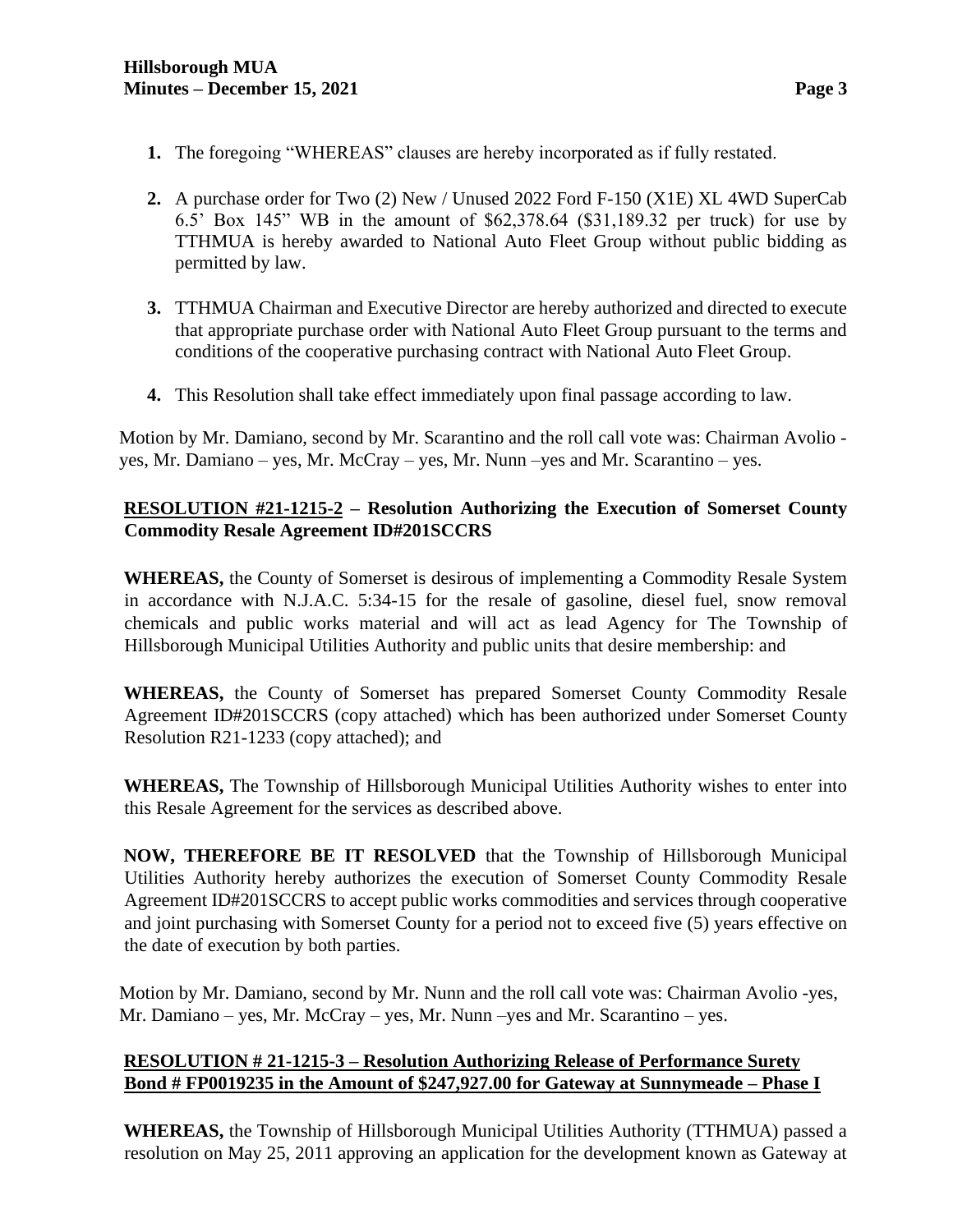1. The foregoing "WHEREAS" clauses are hereby incorporated as if fully restated.

2. A purchase order for Two (2) New / Unused 2022 Ford F-150 (X1E) XL 4WD SuperCab 6.5' Box 145" WB in the amount of $62,378.64 ($31,189.32 per truck) for use by TTHMUA is hereby awarded to National Auto Fleet Group without public bidding as permitted by law.

3. TTHMUA Chairman and Executive Director are hereby authorized and directed to execute that appropriate purchase order with National Auto Fleet Group pursuant to the terms and conditions of the cooperative purchasing contract with National Auto Fleet Group.

4. This Resolution shall take effect immediately upon final passage according to law.

Motion by Mr. Damiano, second by Mr. Scarantino and the roll call vote was: Chairman Avolio - yes, Mr. Damiano – yes, Mr. McCray – yes, Mr. Nunn –yes and Mr. Scarantino – yes.

**RESOLUTION #21-1215-2 – Resolution Authorizing the Execution of Somerset County Commodity Resale Agreement ID#201SCCRS**

**WHEREAS,** the County of Somerset is desirous of implementing a Commodity Resale System in accordance with N.J.A.C. 5:34-15 for the resale of gasoline, diesel fuel, snow removal chemicals and public works material and will act as lead Agency for The Township of Hillsborough Municipal Utilities Authority and public units that desire membership: and

**WHEREAS,** the County of Somerset has prepared Somerset County Commodity Resale Agreement ID#201SCCRS (copy attached) which has been authorized under Somerset County Resolution R21-1233 (copy attached); and

**WHEREAS,** The Township of Hillsborough Municipal Utilities Authority wishes to enter into this Resale Agreement for the services as described above.

**NOW, THEREFORE BE IT RESOLVED** that the Township of Hillsborough Municipal Utilities Authority hereby authorizes the execution of Somerset County Commodity Resale Agreement ID#201SCCRS to accept public works commodities and services through cooperative and joint purchasing with Somerset County for a period not to exceed five (5) years effective on the date of execution by both parties.

Motion by Mr. Damiano, second by Mr. Nunn and the roll call vote was: Chairman Avolio -yes, Mr. Damiano – yes, Mr. McCray – yes, Mr. Nunn –yes and Mr. Scarantino – yes.

**RESOLUTION # 21-1215-3 – Resolution Authorizing Release of Performance Surety Bond # FP0019235 in the Amount of $247,927.00 for Gateway at Sunnymeade – Phase I**

**WHEREAS,** the Township of Hillsborough Municipal Utilities Authority (TTHMUA) passed a resolution on May 25, 2011 approving an application for the development known as Gateway at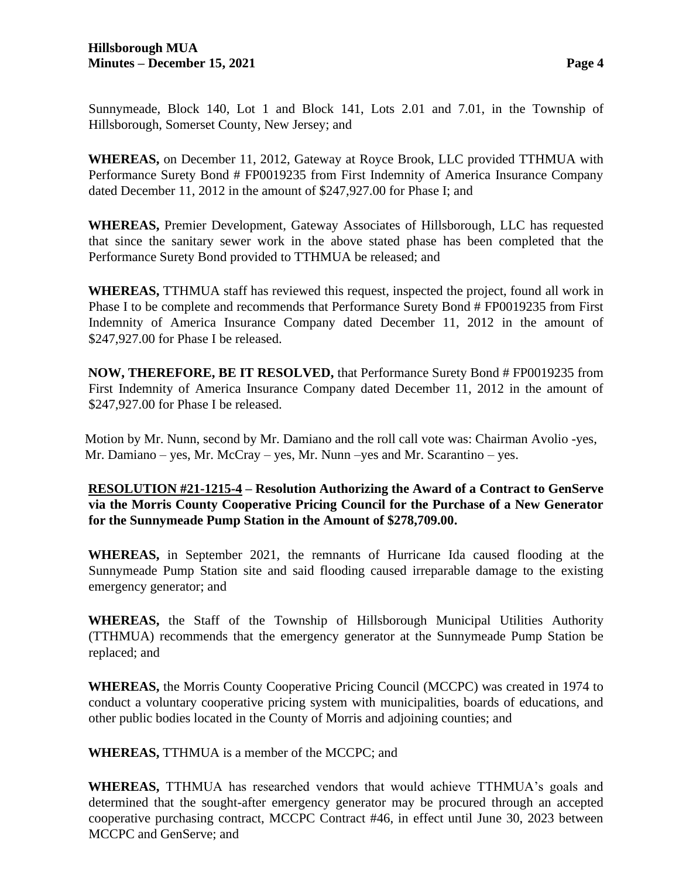Sunnymeade, Block 140, Lot 1 and Block 141, Lots 2.01 and 7.01, in the Township of Hillsborough, Somerset County, New Jersey; and

**WHEREAS,** on December 11, 2012, Gateway at Royce Brook, LLC provided TTHMUA with Performance Surety Bond # FP0019235 from First Indemnity of America Insurance Company dated December 11, 2012 in the amount of $247,927.00 for Phase I; and

**WHEREAS,** Premier Development, Gateway Associates of Hillsborough, LLC has requested that since the sanitary sewer work in the above stated phase has been completed that the Performance Surety Bond provided to TTHMUA be released; and

**WHEREAS,** TTHMUA staff has reviewed this request, inspected the project, found all work in Phase I to be complete and recommends that Performance Surety Bond # FP0019235 from First Indemnity of America Insurance Company dated December 11, 2012 in the amount of $247,927.00 for Phase I be released.

**NOW, THEREFORE, BE IT RESOLVED,** that Performance Surety Bond # FP0019235 from First Indemnity of America Insurance Company dated December 11, 2012 in the amount of $247,927.00 for Phase I be released.

Motion by Mr. Nunn, second by Mr. Damiano and the roll call vote was: Chairman Avolio -yes, Mr. Damiano – yes, Mr. McCray – yes, Mr. Nunn –yes and Mr. Scarantino – yes.

**<u>RESOLUTION #21-1215-4</u> – Resolution Authorizing the Award of a Contract to GenServe via the Morris County Cooperative Pricing Council for the Purchase of a New Generator for the Sunnymeade Pump Station in the Amount of $278,709.00.**

**WHEREAS,** in September 2021, the remnants of Hurricane Ida caused flooding at the Sunnymeade Pump Station site and said flooding caused irreparable damage to the existing emergency generator; and

**WHEREAS,** the Staff of the Township of Hillsborough Municipal Utilities Authority (TTHMUA) recommends that the emergency generator at the Sunnymeade Pump Station be replaced; and

**WHEREAS,** the Morris County Cooperative Pricing Council (MCCPC) was created in 1974 to conduct a voluntary cooperative pricing system with municipalities, boards of educations, and other public bodies located in the County of Morris and adjoining counties; and

**WHEREAS,** TTHMUA is a member of the MCCPC; and

**WHEREAS,** TTHMUA has researched vendors that would achieve TTHMUA's goals and determined that the sought-after emergency generator may be procured through an accepted cooperative purchasing contract, MCCPC Contract #46, in effect until June 30, 2023 between MCCPC and GenServe; and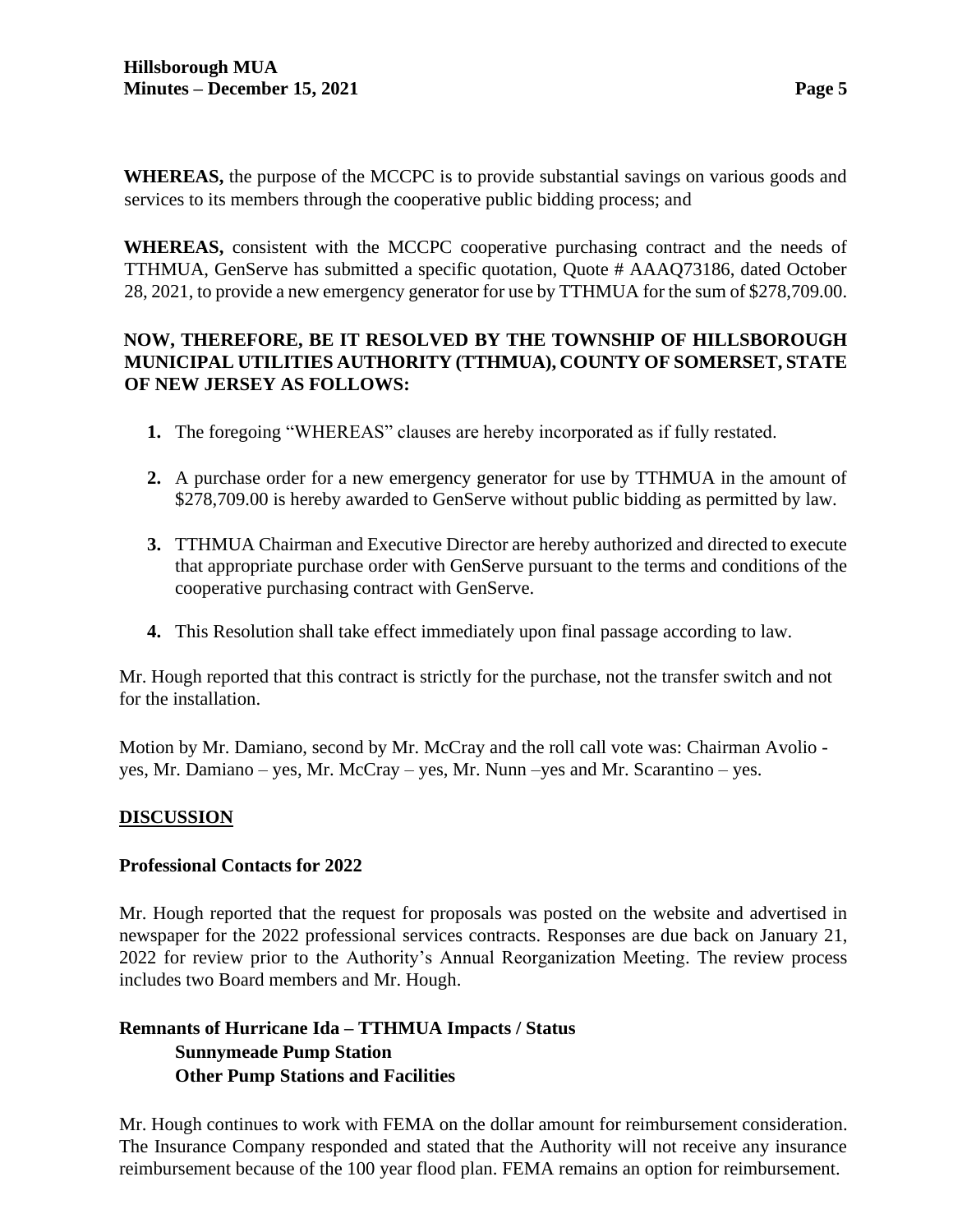**WHEREAS,** the purpose of the MCCPC is to provide substantial savings on various goods and services to its members through the cooperative public bidding process; and

**WHEREAS,** consistent with the MCCPC cooperative purchasing contract and the needs of TTHMUA, GenServe has submitted a specific quotation, Quote # AAAQ73186, dated October 28, 2021, to provide a new emergency generator for use by TTHMUA for the sum of $278,709.00.

**NOW, THEREFORE, BE IT RESOLVED BY THE TOWNSHIP OF HILLSBOROUGH MUNICIPAL UTILITIES AUTHORITY (TTHMUA), COUNTY OF SOMERSET, STATE OF NEW JERSEY AS FOLLOWS:**

1. The foregoing "WHEREAS" clauses are hereby incorporated as if fully restated.
2. A purchase order for a new emergency generator for use by TTHMUA in the amount of $278,709.00 is hereby awarded to GenServe without public bidding as permitted by law.
3. TTHMUA Chairman and Executive Director are hereby authorized and directed to execute that appropriate purchase order with GenServe pursuant to the terms and conditions of the cooperative purchasing contract with GenServe.
4. This Resolution shall take effect immediately upon final passage according to law.

Mr. Hough reported that this contract is strictly for the purchase, not the transfer switch and not for the installation.

Motion by Mr. Damiano, second by Mr. McCray and the roll call vote was: Chairman Avolio - yes, Mr. Damiano – yes, Mr. McCray – yes, Mr. Nunn –yes and Mr. Scarantino – yes.

## DISCUSSION

### Professional Contacts for 2022

Mr. Hough reported that the request for proposals was posted on the website and advertised in newspaper for the 2022 professional services contracts. Responses are due back on January 21, 2022 for review prior to the Authority's Annual Reorganization Meeting. The review process includes two Board members and Mr. Hough.

### Remnants of Hurricane Ida – TTHMUA Impacts / Status

**Sunnymeade Pump Station**

**Other Pump Stations and Facilities**

Mr. Hough continues to work with FEMA on the dollar amount for reimbursement consideration. The Insurance Company responded and stated that the Authority will not receive any insurance reimbursement because of the 100 year flood plan. FEMA remains an option for reimbursement.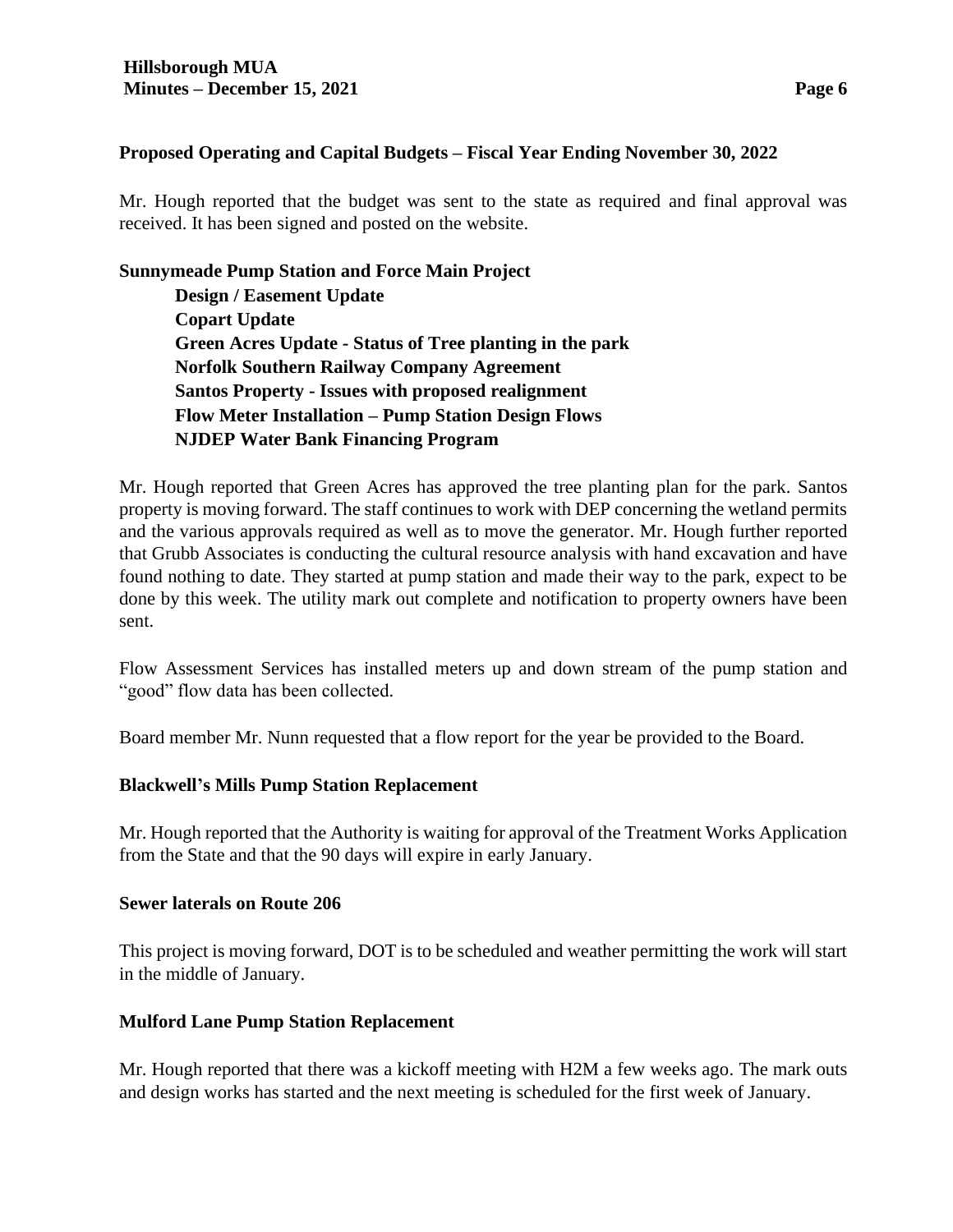## Proposed Operating and Capital Budgets – Fiscal Year Ending November 30, 2022

Mr. Hough reported that the budget was sent to the state as required and final approval was received. It has been signed and posted on the website.

## Sunnymeade Pump Station and Force Main Project

**Design / Easement Update**
**Copart Update**
**Green Acres Update - Status of Tree planting in the park**
**Norfolk Southern Railway Company Agreement**
**Santos Property - Issues with proposed realignment**
**Flow Meter Installation – Pump Station Design Flows**
**NJDEP Water Bank Financing Program**

Mr. Hough reported that Green Acres has approved the tree planting plan for the park. Santos property is moving forward. The staff continues to work with DEP concerning the wetland permits and the various approvals required as well as to move the generator. Mr. Hough further reported that Grubb Associates is conducting the cultural resource analysis with hand excavation and have found nothing to date. They started at pump station and made their way to the park, expect to be done by this week. The utility mark out complete and notification to property owners have been sent.

Flow Assessment Services has installed meters up and down stream of the pump station and "good" flow data has been collected.

Board member Mr. Nunn requested that a flow report for the year be provided to the Board.

## Blackwell's Mills Pump Station Replacement

Mr. Hough reported that the Authority is waiting for approval of the Treatment Works Application from the State and that the 90 days will expire in early January.

## Sewer laterals on Route 206

This project is moving forward, DOT is to be scheduled and weather permitting the work will start in the middle of January.

## Mulford Lane Pump Station Replacement

Mr. Hough reported that there was a kickoff meeting with H2M a few weeks ago. The mark outs and design works has started and the next meeting is scheduled for the first week of January.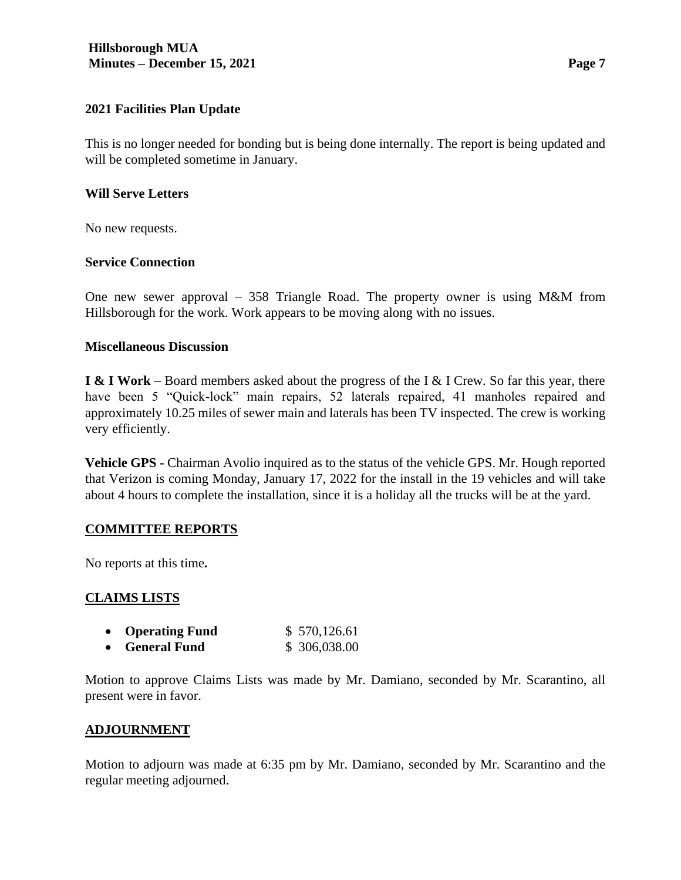### 2021 Facilities Plan Update

This is no longer needed for bonding but is being done internally. The report is being updated and will be completed sometime in January.

### Will Serve Letters

No new requests.

### Service Connection

One new sewer approval – 358 Triangle Road. The property owner is using M&M from Hillsborough for the work. Work appears to be moving along with no issues.

### Miscellaneous Discussion

**I & I Work** – Board members asked about the progress of the I & I Crew. So far this year, there have been 5 "Quick-lock" main repairs, 52 laterals repaired, 41 manholes repaired and approximately 10.25 miles of sewer main and laterals has been TV inspected. The crew is working very efficiently.

**Vehicle GPS -** Chairman Avolio inquired as to the status of the vehicle GPS. Mr. Hough reported that Verizon is coming Monday, January 17, 2022 for the install in the 19 vehicles and will take about 4 hours to complete the installation, since it is a holiday all the trucks will be at the yard.

## COMMITTEE REPORTS

No reports at this time**.**

## CLAIMS LISTS

- **Operating Fund** $ 570,126.61
- **General Fund** $ 306,038.00

Motion to approve Claims Lists was made by Mr. Damiano, seconded by Mr. Scarantino, all present were in favor.

## ADJOURNMENT

Motion to adjourn was made at 6:35 pm by Mr. Damiano, seconded by Mr. Scarantino and the regular meeting adjourned.